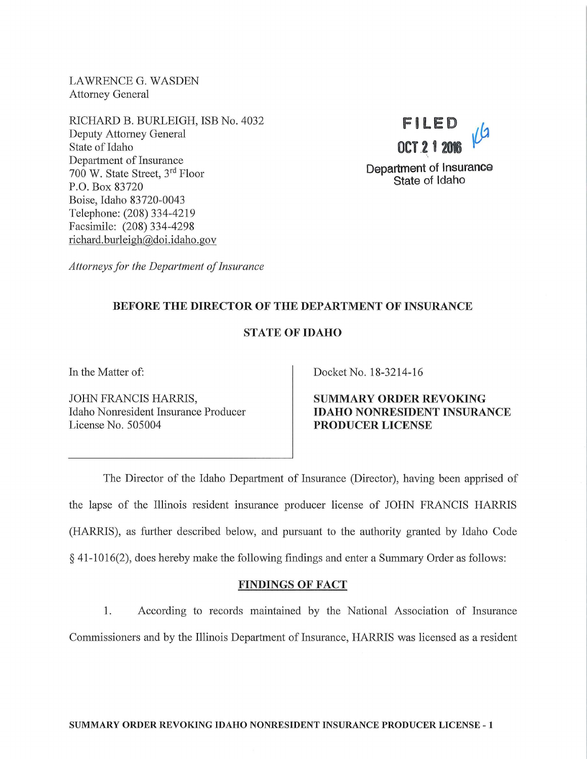LAWRENCE G. WASDEN
Attorney General

RICHARD B. BURLEIGH, ISB No. 4032
Deputy Attorney General
State of Idaho
Department of Insurance
700 W. State Street, 3rd Floor
P.O. Box 83720
Boise, Idaho 83720-0043
Telephone: (208) 334-4219
Facsimile: (208) 334-4298
richard.burleigh@doi.idaho.gov

*Attorneys for the Department of Insurance*

FILED
OCT 21 2016
Department of Insurance
State of Idaho

**BEFORE THE DIRECTOR OF THE DEPARTMENT OF INSURANCE**

**STATE OF IDAHO**

| In the Matter of:<br><br>JOHN FRANCIS HARRIS,<br>Idaho Nonresident Insurance Producer<br>License No. 505004 | Docket No. 18-3214-16<br><br>**SUMMARY ORDER REVOKING IDAHO NONRESIDENT INSURANCE PRODUCER LICENSE** |
|---|---|

The Director of the Idaho Department of Insurance (Director), having been apprised of the lapse of the Illinois resident insurance producer license of JOHN FRANCIS HARRIS (HARRIS), as further described below, and pursuant to the authority granted by Idaho Code § 41-1016(2), does hereby make the following findings and enter a Summary Order as follows:

## FINDINGS OF FACT

1. According to records maintained by the National Association of Insurance Commissioners and by the Illinois Department of Insurance, HARRIS was licensed as a resident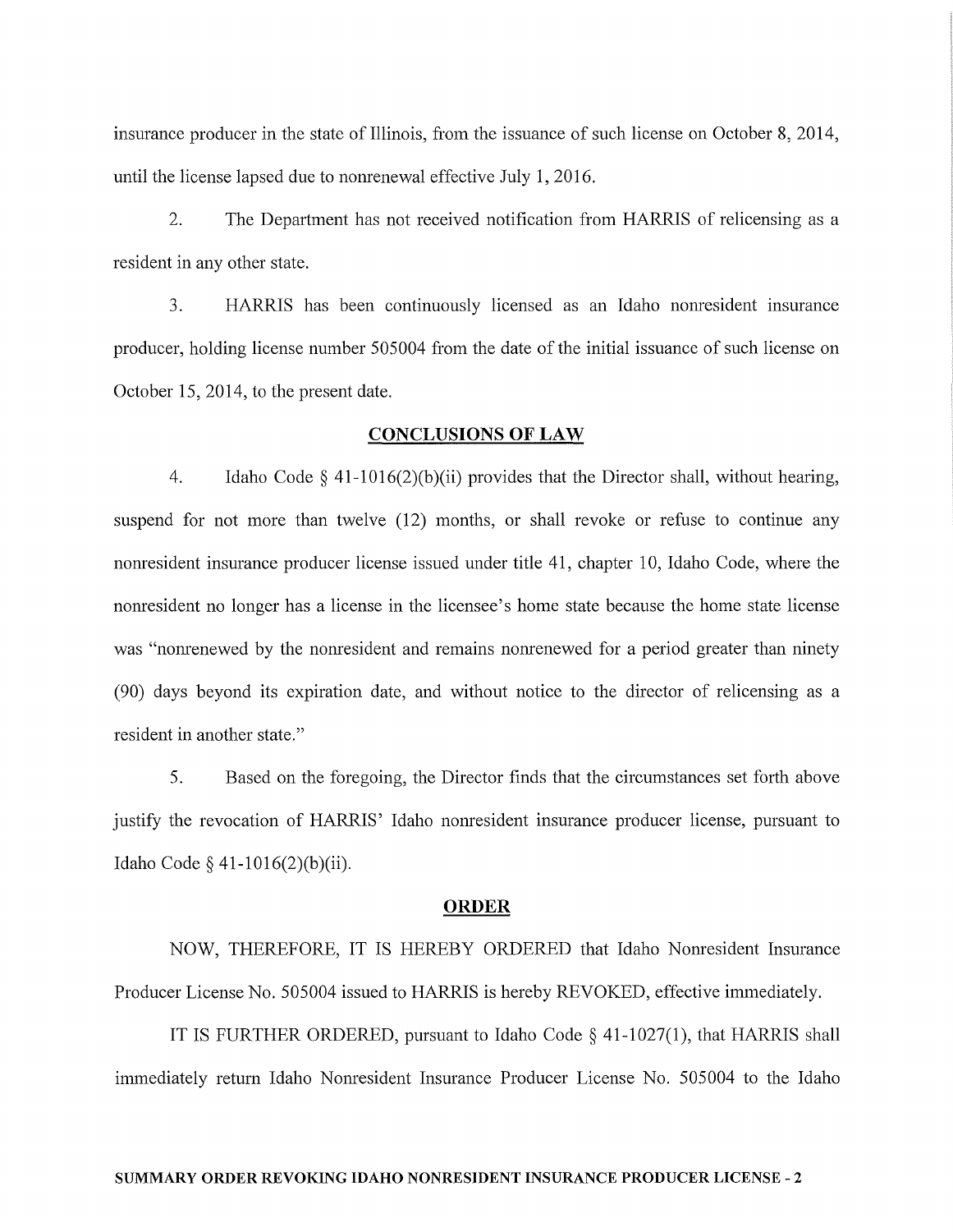insurance producer in the state of Illinois, from the issuance of such license on October 8, 2014, until the license lapsed due to nonrenewal effective July 1, 2016.

2. The Department has not received notification from HARRIS of relicensing as a resident in any other state.

3. HARRIS has been continuously licensed as an Idaho nonresident insurance producer, holding license number 505004 from the date of the initial issuance of such license on October 15, 2014, to the present date.

## CONCLUSIONS OF LAW

4. Idaho Code § 41-1016(2)(b)(ii) provides that the Director shall, without hearing, suspend for not more than twelve (12) months, or shall revoke or refuse to continue any nonresident insurance producer license issued under title 41, chapter 10, Idaho Code, where the nonresident no longer has a license in the licensee's home state because the home state license was "nonrenewed by the nonresident and remains nonrenewed for a period greater than ninety (90) days beyond its expiration date, and without notice to the director of relicensing as a resident in another state."

5. Based on the foregoing, the Director finds that the circumstances set forth above justify the revocation of HARRIS' Idaho nonresident insurance producer license, pursuant to Idaho Code § 41-1016(2)(b)(ii).

## ORDER

NOW, THEREFORE, IT IS HEREBY ORDERED that Idaho Nonresident Insurance Producer License No. 505004 issued to HARRIS is hereby REVOKED, effective immediately.

IT IS FURTHER ORDERED, pursuant to Idaho Code § 41-1027(1), that HARRIS shall immediately return Idaho Nonresident Insurance Producer License No. 505004 to the Idaho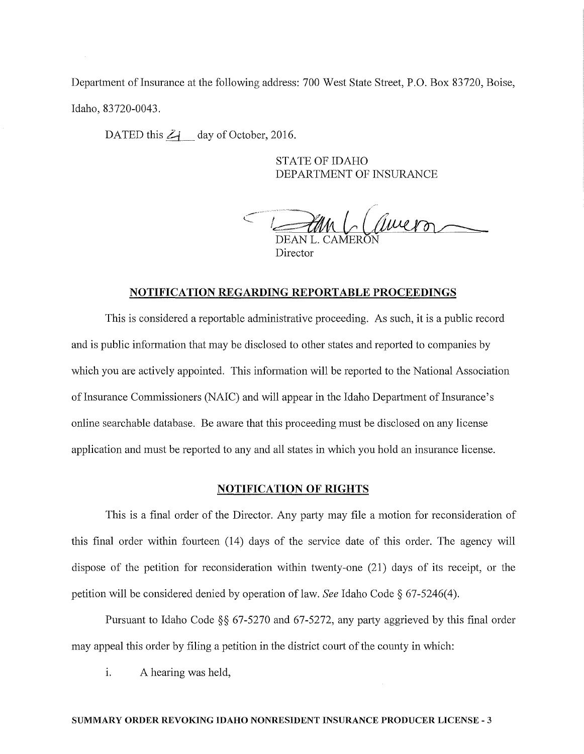Department of Insurance at the following address: 700 West State Street, P.O. Box 83720, Boise, Idaho, 83720-0043.

DATED this 21 day of October, 2016.

STATE OF IDAHO
DEPARTMENT OF INSURANCE

DEAN L. CAMERON
Director

## NOTIFICATION REGARDING REPORTABLE PROCEEDINGS

This is considered a reportable administrative proceeding. As such, it is a public record and is public information that may be disclosed to other states and reported to companies by which you are actively appointed. This information will be reported to the National Association of Insurance Commissioners (NAIC) and will appear in the Idaho Department of Insurance's online searchable database. Be aware that this proceeding must be disclosed on any license application and must be reported to any and all states in which you hold an insurance license.

## NOTIFICATION OF RIGHTS

This is a final order of the Director. Any party may file a motion for reconsideration of this final order within fourteen (14) days of the service date of this order. The agency will dispose of the petition for reconsideration within twenty-one (21) days of its receipt, or the petition will be considered denied by operation of law. *See* Idaho Code § 67-5246(4).

Pursuant to Idaho Code §§ 67-5270 and 67-5272, any party aggrieved by this final order may appeal this order by filing a petition in the district court of the county in which:

i. A hearing was held,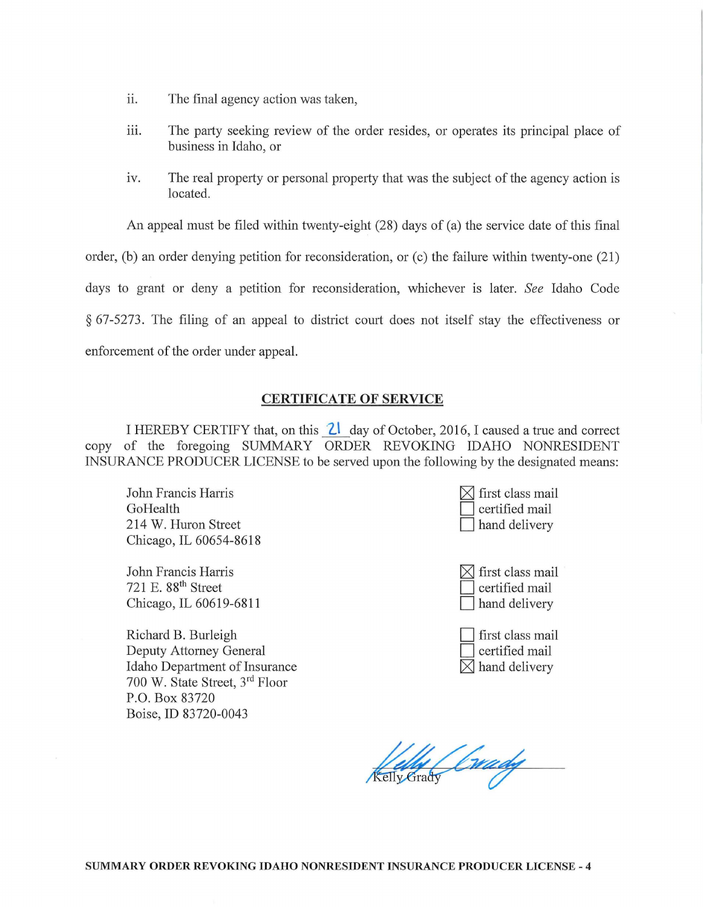ii. The final agency action was taken,

iii. The party seeking review of the order resides, or operates its principal place of business in Idaho, or

iv. The real property or personal property that was the subject of the agency action is located.

An appeal must be filed within twenty-eight (28) days of (a) the service date of this final order, (b) an order denying petition for reconsideration, or (c) the failure within twenty-one (21) days to grant or deny a petition for reconsideration, whichever is later. *See* Idaho Code § 67-5273. The filing of an appeal to district court does not itself stay the effectiveness or enforcement of the order under appeal.

## CERTIFICATE OF SERVICE

I HEREBY CERTIFY that, on this 21 day of October, 2016, I caused a true and correct copy of the foregoing SUMMARY ORDER REVOKING IDAHO NONRESIDENT INSURANCE PRODUCER LICENSE to be served upon the following by the designated means:

| | |
|---|---|
| John Francis Harris<br>GoHealth<br>214 W. Huron Street<br>Chicago, IL 60654-8618 | ☒ first class mail<br>☐ certified mail<br>☐ hand delivery |
| John Francis Harris<br>721 E. 88th Street<br>Chicago, IL 60619-6811 | ☒ first class mail<br>☐ certified mail<br>☐ hand delivery |
| Richard B. Burleigh<br>Deputy Attorney General<br>Idaho Department of Insurance<br>700 W. State Street, 3rd Floor<br>P.O. Box 83720<br>Boise, ID 83720-0043 | ☐ first class mail<br>☐ certified mail<br>☒ hand delivery |

Kelly Grady